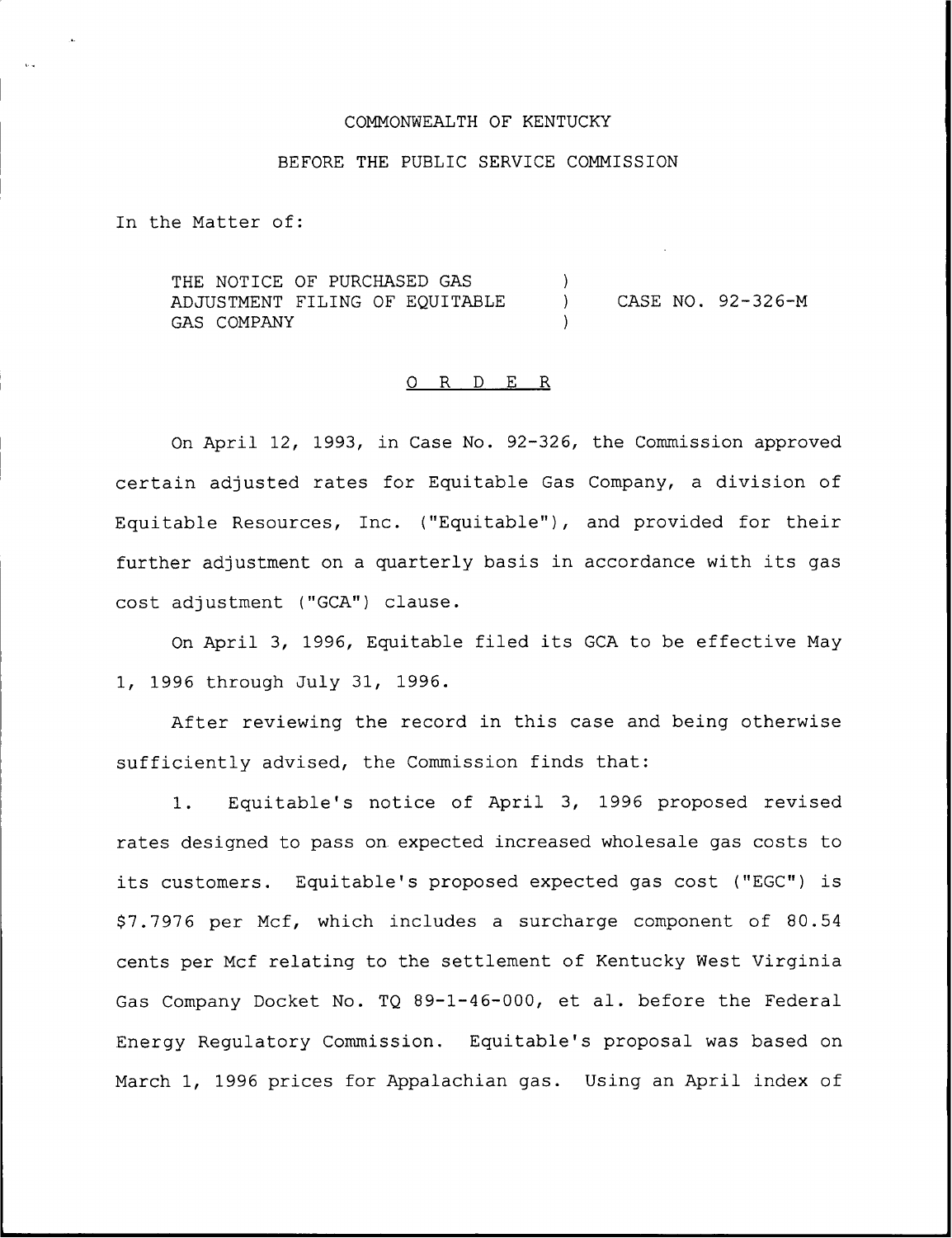COMMONWEALTH OF KENTUCKY

BEFORE THE PUBLIC SERVICE COMMISSION

In the Matter of:

| | | |
|---|---|---|
| THE NOTICE OF PURCHASED GAS ADJUSTMENT FILING OF EQUITABLE GAS COMPANY | ) ) ) | CASE NO. 92-326-M |

O R D E R

On April 12, 1993, in Case No. 92-326, the Commission approved certain adjusted rates for Equitable Gas Company, a division of Equitable Resources, Inc. ("Equitable"), and provided for their further adjustment on a quarterly basis in accordance with its gas cost adjustment ("GCA") clause.

On April 3, 1996, Equitable filed its GCA to be effective May 1, 1996 through July 31, 1996.

After reviewing the record in this case and being otherwise sufficiently advised, the Commission finds that:

1. Equitable's notice of April 3, 1996 proposed revised rates designed to pass on expected increased wholesale gas costs to its customers. Equitable's proposed expected gas cost ("EGC") is $7.7976 per Mcf, which includes a surcharge component of 80.54 cents per Mcf relating to the settlement of Kentucky West Virginia Gas Company Docket No. TQ 89-1-46-000, et al. before the Federal Energy Regulatory Commission. Equitable's proposal was based on March 1, 1996 prices for Appalachian gas. Using an April index of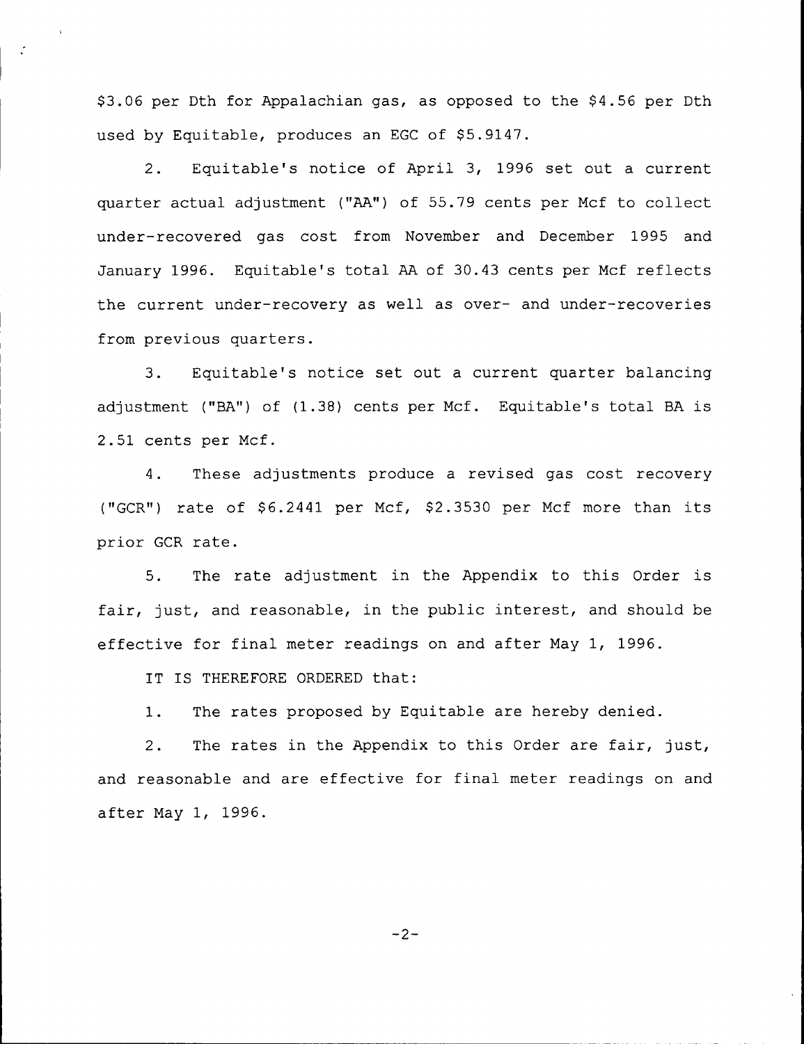$3.06 per Dth for Appalachian gas, as opposed to the $4.56 per Dth used by Equitable, produces an EGC of $5.9147.

2. Equitable's notice of April 3, 1996 set out a current quarter actual adjustment ("AA") of 55.79 cents per Mcf to collect under-recovered gas cost from November and December 1995 and January 1996. Equitable's total AA of 30.43 cents per Mcf reflects the current under-recovery as well as over- and under-recoveries from previous quarters.

3. Equitable's notice set out a current quarter balancing adjustment ("BA") of (1.38) cents per Mcf. Equitable's total BA is 2.51 cents per Mcf.

4. These adjustments produce a revised gas cost recovery ("GCR") rate of $6.2441 per Mcf, $2.3530 per Mcf more than its prior GCR rate.

5. The rate adjustment in the Appendix to this Order is fair, just, and reasonable, in the public interest, and should be effective for final meter readings on and after May 1, 1996.

IT IS THEREFORE ORDERED that:

1. The rates proposed by Equitable are hereby denied.

2. The rates in the Appendix to this Order are fair, just, and reasonable and are effective for final meter readings on and after May 1, 1996.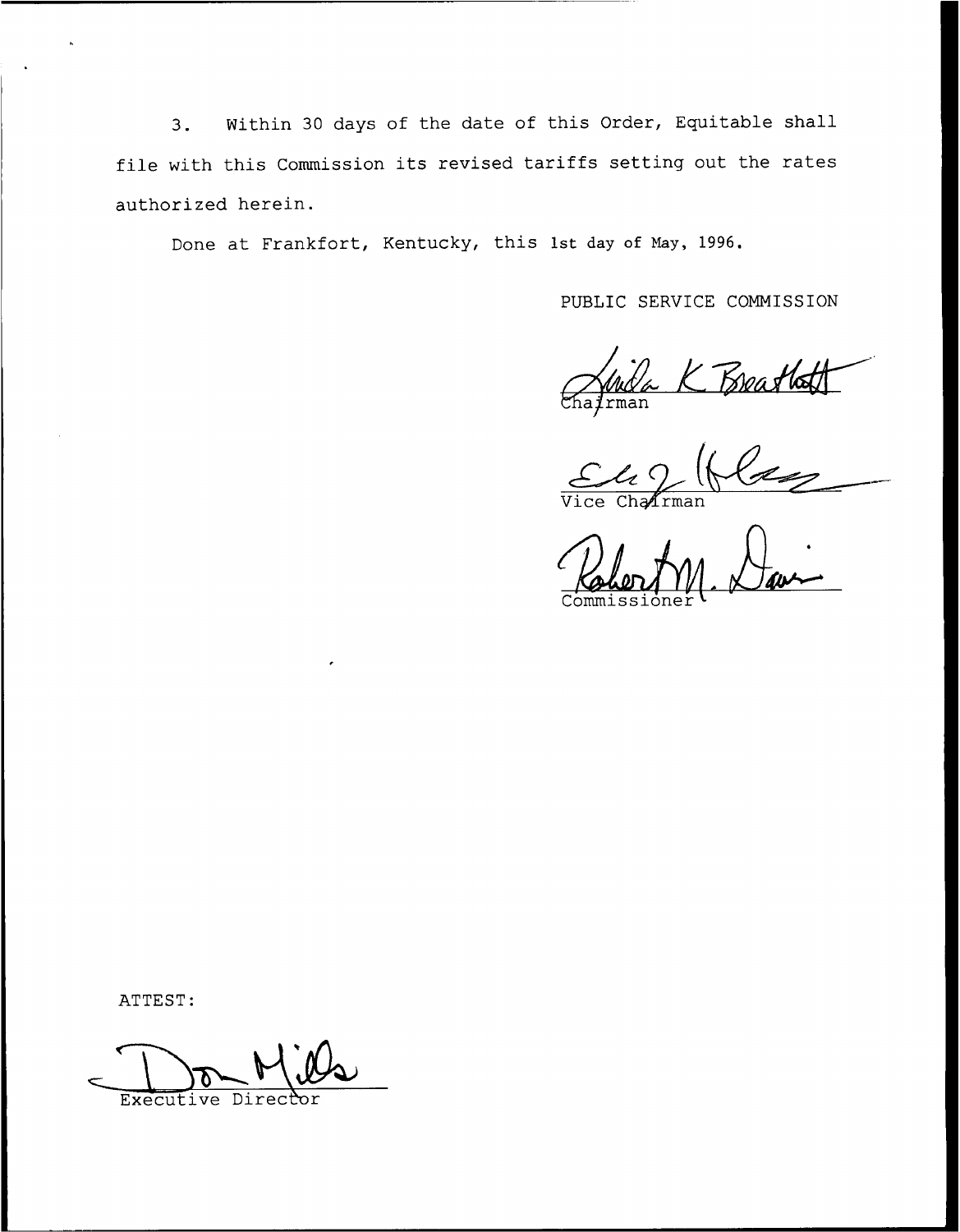3. Within 30 days of the date of this Order, Equitable shall file with this Commission its revised tariffs setting out the rates authorized herein.

Done at Frankfort, Kentucky, this 1st day of May, 1996.

PUBLIC SERVICE COMMISSION

Chairman

Vice Chairman

Commissioner

ATTEST:

Executive Director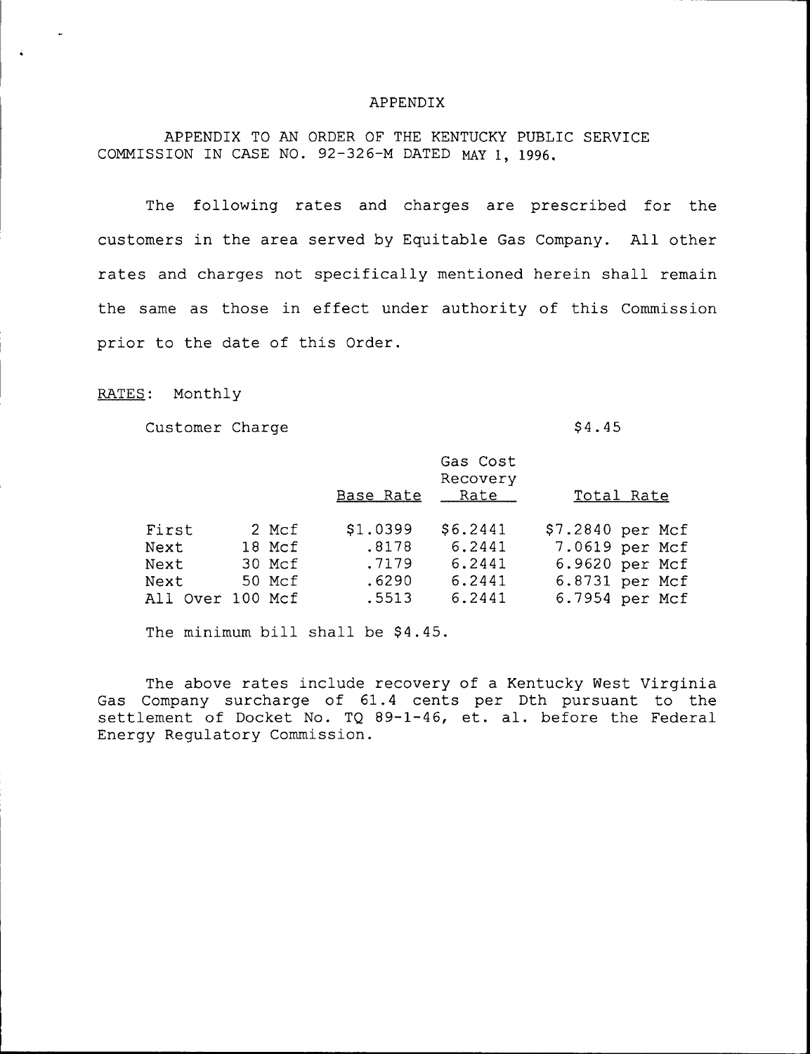# APPENDIX

APPENDIX TO AN ORDER OF THE KENTUCKY PUBLIC SERVICE COMMISSION IN CASE NO. 92-326-M DATED MAY 1, 1996.

The following rates and charges are prescribed for the customers in the area served by Equitable Gas Company. All other rates and charges not specifically mentioned herein shall remain the same as those in effect under authority of this Commission prior to the date of this Order.

RATES: Monthly

Customer Charge $4.45

| | | Base Rate | Gas Cost Recovery Rate | Total Rate |
|---|---|---|---|---|
| First | 2 Mcf | $1.0399 | $6.2441 | $7.2840 per Mcf |
| Next | 18 Mcf | .8178 | 6.2441 | 7.0619 per Mcf |
| Next | 30 Mcf | .7179 | 6.2441 | 6.9620 per Mcf |
| Next | 50 Mcf | .6290 | 6.2441 | 6.8731 per Mcf |
| All Over | 100 Mcf | .5513 | 6.2441 | 6.7954 per Mcf |

The minimum bill shall be $4.45.

The above rates include recovery of a Kentucky West Virginia Gas Company surcharge of 61.4 cents per Dth pursuant to the settlement of Docket No. TQ 89-1-46, et. al. before the Federal Energy Regulatory Commission.